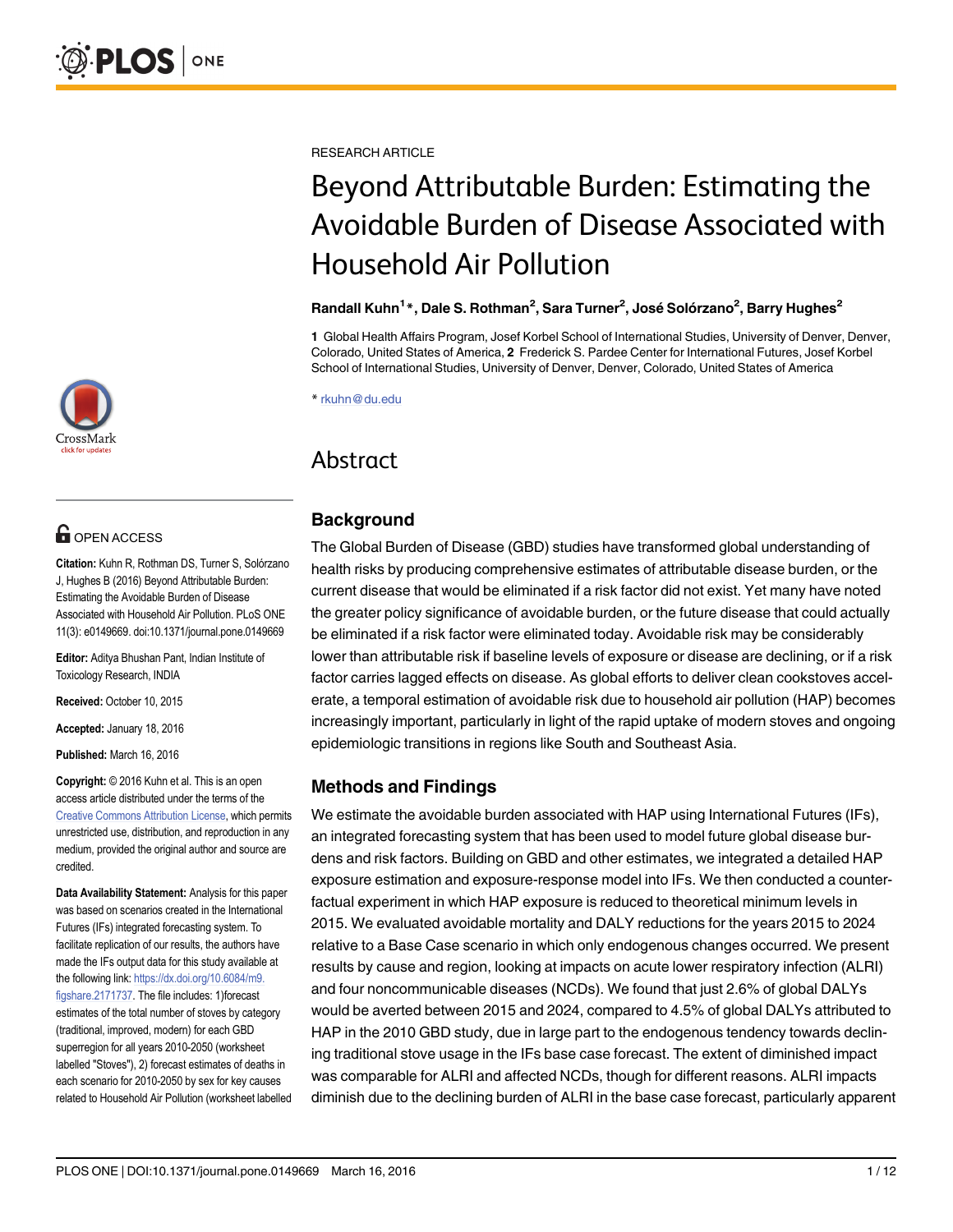RESEARCH ARTICLE

# Beyond Attributable Burden: Estimating the Avoidable Burden of Disease Associated with Household Air Pollution

**Randall Kuhn[1]*, Dale S. Rothman[2], Sara Turner[2], José Solórzano[2], Barry Hughes[2]**

**1** Global Health Affairs Program, Josef Korbel School of International Studies, University of Denver, Denver, Colorado, United States of America, **2** Frederick S. Pardee Center for International Futures, Josef Korbel School of International Studies, University of Denver, Denver, Colorado, United States of America

* rkuhn@du.edu

OPEN ACCESS

**Citation:** Kuhn R, Rothman DS, Turner S, Solórzano J, Hughes B (2016) Beyond Attributable Burden: Estimating the Avoidable Burden of Disease Associated with Household Air Pollution. PLoS ONE 11(3): e0149669. doi:10.1371/journal.pone.0149669

**Editor:** Aditya Bhushan Pant, Indian Institute of Toxicology Research, INDIA

**Received:** October 10, 2015

**Accepted:** January 18, 2016

**Published:** March 16, 2016

**Copyright:** © 2016 Kuhn et al. This is an open access article distributed under the terms of the Creative Commons Attribution License, which permits unrestricted use, distribution, and reproduction in any medium, provided the original author and source are credited.

**Data Availability Statement:** Analysis for this paper was based on scenarios created in the International Futures (IFs) integrated forecasting system. To facilitate replication of our results, the authors have made the IFs output data for this study available at the following link: https://dx.doi.org/10.6084/m9.figshare.2171737. The file includes: 1)forecast estimates of the total number of stoves by category (traditional, improved, modern) for each GBD superregion for all years 2010-2050 (worksheet labelled "Stoves"), 2) forecast estimates of deaths in each scenario for 2010-2050 by sex for key causes related to Household Air Pollution (worksheet labelled

## Abstract

### Background

The Global Burden of Disease (GBD) studies have transformed global understanding of health risks by producing comprehensive estimates of attributable disease burden, or the current disease that would be eliminated if a risk factor did not exist. Yet many have noted the greater policy significance of avoidable burden, or the future disease that could actually be eliminated if a risk factor were eliminated today. Avoidable risk may be considerably lower than attributable risk if baseline levels of exposure or disease are declining, or if a risk factor carries lagged effects on disease. As global efforts to deliver clean cookstoves accelerate, a temporal estimation of avoidable risk due to household air pollution (HAP) becomes increasingly important, particularly in light of the rapid uptake of modern stoves and ongoing epidemiologic transitions in regions like South and Southeast Asia.

### Methods and Findings

We estimate the avoidable burden associated with HAP using International Futures (IFs), an integrated forecasting system that has been used to model future global disease burdens and risk factors. Building on GBD and other estimates, we integrated a detailed HAP exposure estimation and exposure-response model into IFs. We then conducted a counterfactual experiment in which HAP exposure is reduced to theoretical minimum levels in 2015. We evaluated avoidable mortality and DALY reductions for the years 2015 to 2024 relative to a Base Case scenario in which only endogenous changes occurred. We present results by cause and region, looking at impacts on acute lower respiratory infection (ALRI) and four noncommunicable diseases (NCDs). We found that just 2.6% of global DALYs would be averted between 2015 and 2024, compared to 4.5% of global DALYs attributed to HAP in the 2010 GBD study, due in large part to the endogenous tendency towards declining traditional stove usage in the IFs base case forecast. The extent of diminished impact was comparable for ALRI and affected NCDs, though for different reasons. ALRI impacts diminish due to the declining burden of ALRI in the base case forecast, particularly apparent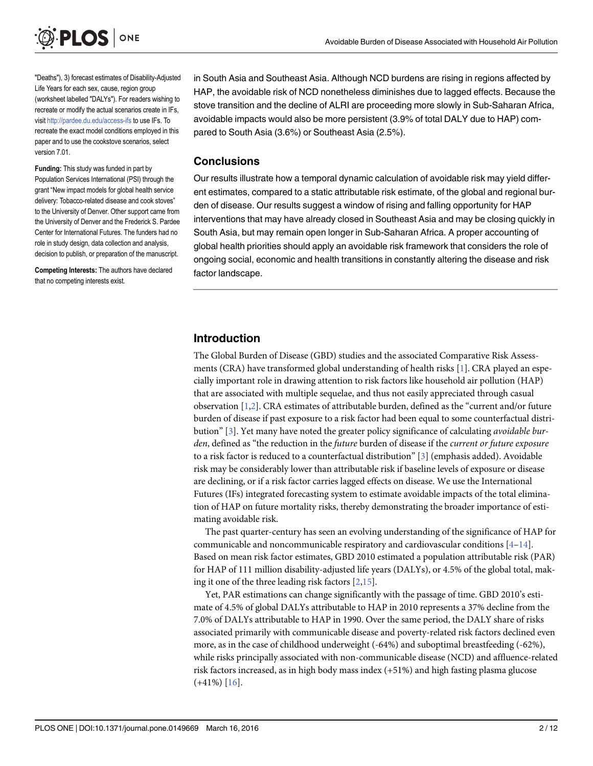"Deaths"), 3) forecast estimates of Disability-Adjusted Life Years for each sex, cause, region group (worksheet labelled "DALYs"). For readers wishing to recreate or modify the actual scenarios create in IFs, visit http://pardee.du.edu/access-ifs to use IFs. To recreate the exact model conditions employed in this paper and to use the cookstove scenarios, select version 7.01.

**Funding:** This study was funded in part by Population Services International (PSI) through the grant "New impact models for global health service delivery: Tobacco-related disease and cook stoves" to the University of Denver. Other support came from the University of Denver and the Frederick S. Pardee Center for International Futures. The funders had no role in study design, data collection and analysis, decision to publish, or preparation of the manuscript.

**Competing Interests:** The authors have declared that no competing interests exist.

in South Asia and Southeast Asia. Although NCD burdens are rising in regions affected by HAP, the avoidable risk of NCD nonetheless diminishes due to lagged effects. Because the stove transition and the decline of ALRI are proceeding more slowly in Sub-Saharan Africa, avoidable impacts would also be more persistent (3.9% of total DALY due to HAP) compared to South Asia (3.6%) or Southeast Asia (2.5%).

## Conclusions

Our results illustrate how a temporal dynamic calculation of avoidable risk may yield different estimates, compared to a static attributable risk estimate, of the global and regional burden of disease. Our results suggest a window of rising and falling opportunity for HAP interventions that may have already closed in Southeast Asia and may be closing quickly in South Asia, but may remain open longer in Sub-Saharan Africa. A proper accounting of global health priorities should apply an avoidable risk framework that considers the role of ongoing social, economic and health transitions in constantly altering the disease and risk factor landscape.

## Introduction

The Global Burden of Disease (GBD) studies and the associated Comparative Risk Assessments (CRA) have transformed global understanding of health risks [1]. CRA played an especially important role in drawing attention to risk factors like household air pollution (HAP) that are associated with multiple sequelae, and thus not easily appreciated through casual observation [1,2]. CRA estimates of attributable burden, defined as the "current and/or future burden of disease if past exposure to a risk factor had been equal to some counterfactual distribution" [3]. Yet many have noted the greater policy significance of calculating *avoidable burden*, defined as "the reduction in the *future* burden of disease if the *current or future exposure* to a risk factor is reduced to a counterfactual distribution" [3] (emphasis added). Avoidable risk may be considerably lower than attributable risk if baseline levels of exposure or disease are declining, or if a risk factor carries lagged effects on disease. We use the International Futures (IFs) integrated forecasting system to estimate avoidable impacts of the total elimination of HAP on future mortality risks, thereby demonstrating the broader importance of estimating avoidable risk.

The past quarter-century has seen an evolving understanding of the significance of HAP for communicable and noncommunicable respiratory and cardiovascular conditions [4–14]. Based on mean risk factor estimates, GBD 2010 estimated a population attributable risk (PAR) for HAP of 111 million disability-adjusted life years (DALYs), or 4.5% of the global total, making it one of the three leading risk factors [2,15].

Yet, PAR estimations can change significantly with the passage of time. GBD 2010's estimate of 4.5% of global DALYs attributable to HAP in 2010 represents a 37% decline from the 7.0% of DALYs attributable to HAP in 1990. Over the same period, the DALY share of risks associated primarily with communicable disease and poverty-related risk factors declined even more, as in the case of childhood underweight (-64%) and suboptimal breastfeeding (-62%), while risks principally associated with non-communicable disease (NCD) and affluence-related risk factors increased, as in high body mass index (+51%) and high fasting plasma glucose (+41%) [16].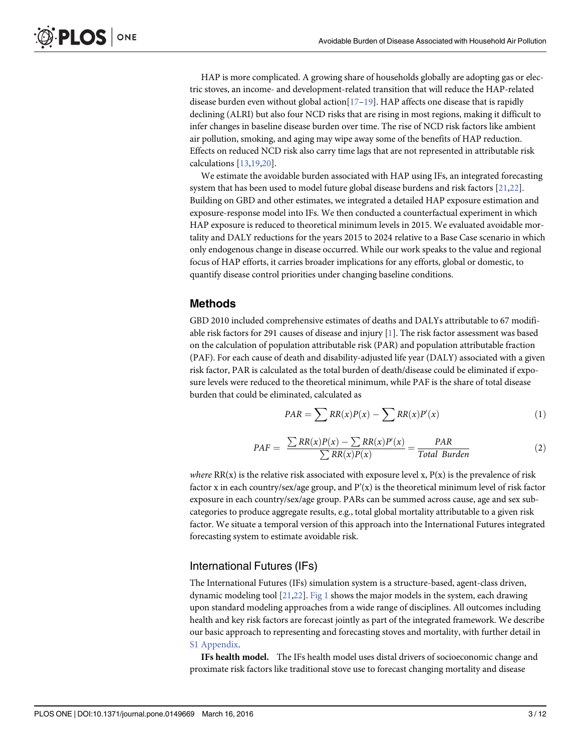HAP is more complicated. A growing share of households globally are adopting gas or electric stoves, an income- and development-related transition that will reduce the HAP-related disease burden even without global action[17–19]. HAP affects one disease that is rapidly declining (ALRI) but also four NCD risks that are rising in most regions, making it difficult to infer changes in baseline disease burden over time. The rise of NCD risk factors like ambient air pollution, smoking, and aging may wipe away some of the benefits of HAP reduction. Effects on reduced NCD risk also carry time lags that are not represented in attributable risk calculations [13,19,20].

We estimate the avoidable burden associated with HAP using IFs, an integrated forecasting system that has been used to model future global disease burdens and risk factors [21,22]. Building on GBD and other estimates, we integrated a detailed HAP exposure estimation and exposure-response model into IFs. We then conducted a counterfactual experiment in which HAP exposure is reduced to theoretical minimum levels in 2015. We evaluated avoidable mortality and DALY reductions for the years 2015 to 2024 relative to a Base Case scenario in which only endogenous change in disease occurred. While our work speaks to the value and regional focus of HAP efforts, it carries broader implications for any efforts, global or domestic, to quantify disease control priorities under changing baseline conditions.

## Methods

GBD 2010 included comprehensive estimates of deaths and DALYs attributable to 67 modifiable risk factors for 291 causes of disease and injury [1]. The risk factor assessment was based on the calculation of population attributable risk (PAR) and population attributable fraction (PAF). For each cause of death and disability-adjusted life year (DALY) associated with a given risk factor, PAR is calculated as the total burden of death/disease could be eliminated if exposure levels were reduced to the theoretical minimum, while PAF is the share of total disease burden that could be eliminated, calculated as

$$PAR = \sum RR(x)P(x) - \sum RR(x)P'(x) \quad (1)$$

$$PAF = \frac{\sum RR(x)P(x) - \sum RR(x)P'(x)}{\sum RR(x)P(x)} = \frac{PAR}{Total\ Burden} \quad (2)$$

*where* RR(x) is the relative risk associated with exposure level x, P(x) is the prevalence of risk factor x in each country/sex/age group, and P'(x) is the theoretical minimum level of risk factor exposure in each country/sex/age group. PARs can be summed across cause, age and sex subcategories to produce aggregate results, e.g., total global mortality attributable to a given risk factor. We situate a temporal version of this approach into the International Futures integrated forecasting system to estimate avoidable risk.

### International Futures (IFs)

The International Futures (IFs) simulation system is a structure-based, agent-class driven, dynamic modeling tool [21,22]. Fig 1 shows the major models in the system, each drawing upon standard modeling approaches from a wide range of disciplines. All outcomes including health and key risk factors are forecast jointly as part of the integrated framework. We describe our basic approach to representing and forecasting stoves and mortality, with further detail in S1 Appendix.

**IFs health model.** The IFs health model uses distal drivers of socioeconomic change and proximate risk factors like traditional stove use to forecast changing mortality and disease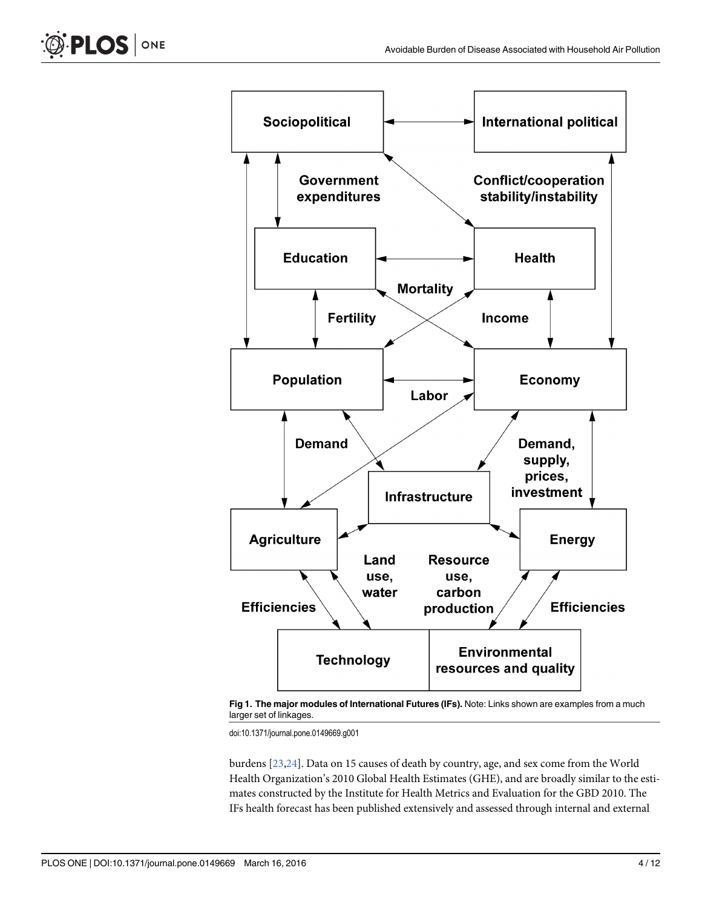**Fig 1. The major modules of International Futures (IFs).** Note: Links shown are examples from a much larger set of linkages.

doi:10.1371/journal.pone.0149669.g001

burdens [23,24]. Data on 15 causes of death by country, age, and sex come from the World Health Organization's 2010 Global Health Estimates (GHE), and are broadly similar to the estimates constructed by the Institute for Health Metrics and Evaluation for the GBD 2010. The IFs health forecast has been published extensively and assessed through internal and external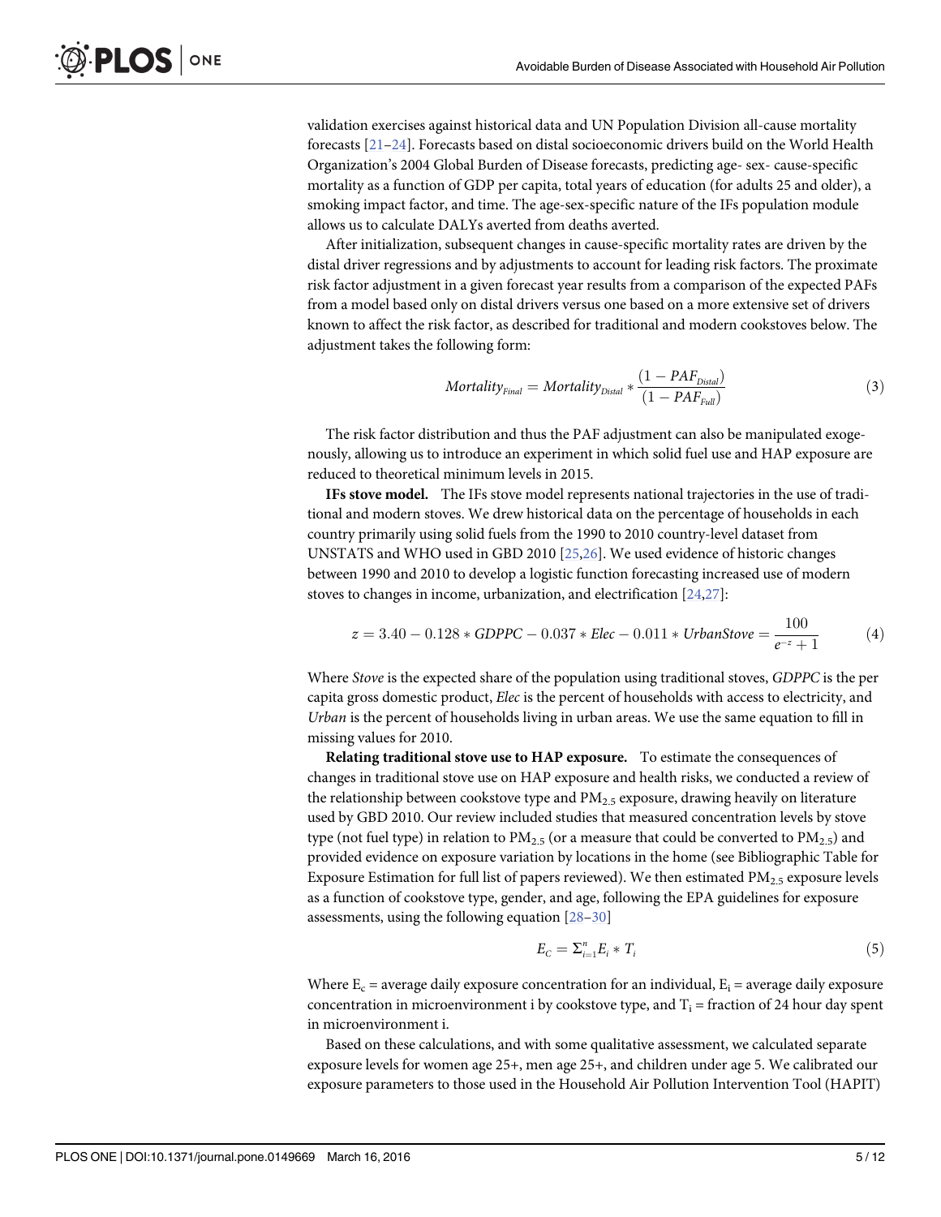validation exercises against historical data and UN Population Division all-cause mortality forecasts [21–24]. Forecasts based on distal socioeconomic drivers build on the World Health Organization's 2004 Global Burden of Disease forecasts, predicting age- sex- cause-specific mortality as a function of GDP per capita, total years of education (for adults 25 and older), a smoking impact factor, and time. The age-sex-specific nature of the IFs population module allows us to calculate DALYs averted from deaths averted.

After initialization, subsequent changes in cause-specific mortality rates are driven by the distal driver regressions and by adjustments to account for leading risk factors. The proximate risk factor adjustment in a given forecast year results from a comparison of the expected PAFs from a model based only on distal drivers versus one based on a more extensive set of drivers known to affect the risk factor, as described for traditional and modern cookstoves below. The adjustment takes the following form:

$$Mortality_{Final} = Mortality_{Distal} * \frac{(1 - PAF_{Distal})}{(1 - PAF_{Full})} \tag{3}$$

The risk factor distribution and thus the PAF adjustment can also be manipulated exogenously, allowing us to introduce an experiment in which solid fuel use and HAP exposure are reduced to theoretical minimum levels in 2015.

**IFs stove model.** The IFs stove model represents national trajectories in the use of traditional and modern stoves. We drew historical data on the percentage of households in each country primarily using solid fuels from the 1990 to 2010 country-level dataset from UNSTATS and WHO used in GBD 2010 [25,26]. We used evidence of historic changes between 1990 and 2010 to develop a logistic function forecasting increased use of modern stoves to changes in income, urbanization, and electrification [24,27]:

$$z = 3.40 - 0.128 * GDPPC - 0.037 * Elec - 0.011 * UrbanStove = \frac{100}{e^{-z} + 1} \tag{4}$$

Where *Stove* is the expected share of the population using traditional stoves, *GDPPC* is the per capita gross domestic product, *Elec* is the percent of households with access to electricity, and *Urban* is the percent of households living in urban areas. We use the same equation to fill in missing values for 2010.

**Relating traditional stove use to HAP exposure.** To estimate the consequences of changes in traditional stove use on HAP exposure and health risks, we conducted a review of the relationship between cookstove type and $PM_{2.5}$ exposure, drawing heavily on literature used by GBD 2010. Our review included studies that measured concentration levels by stove type (not fuel type) in relation to $PM_{2.5}$ (or a measure that could be converted to $PM_{2.5}$) and provided evidence on exposure variation by locations in the home (see Bibliographic Table for Exposure Estimation for full list of papers reviewed). We then estimated $PM_{2.5}$ exposure levels as a function of cookstove type, gender, and age, following the EPA guidelines for exposure assessments, using the following equation [28–30]

$$E_C = \Sigma_{i=1}^{n} E_i * T_i \tag{5}$$

Where $E_c$ = average daily exposure concentration for an individual, $E_i$ = average daily exposure concentration in microenvironment i by cookstove type, and $T_i$ = fraction of 24 hour day spent in microenvironment i.

Based on these calculations, and with some qualitative assessment, we calculated separate exposure levels for women age 25+, men age 25+, and children under age 5. We calibrated our exposure parameters to those used in the Household Air Pollution Intervention Tool (HAPIT)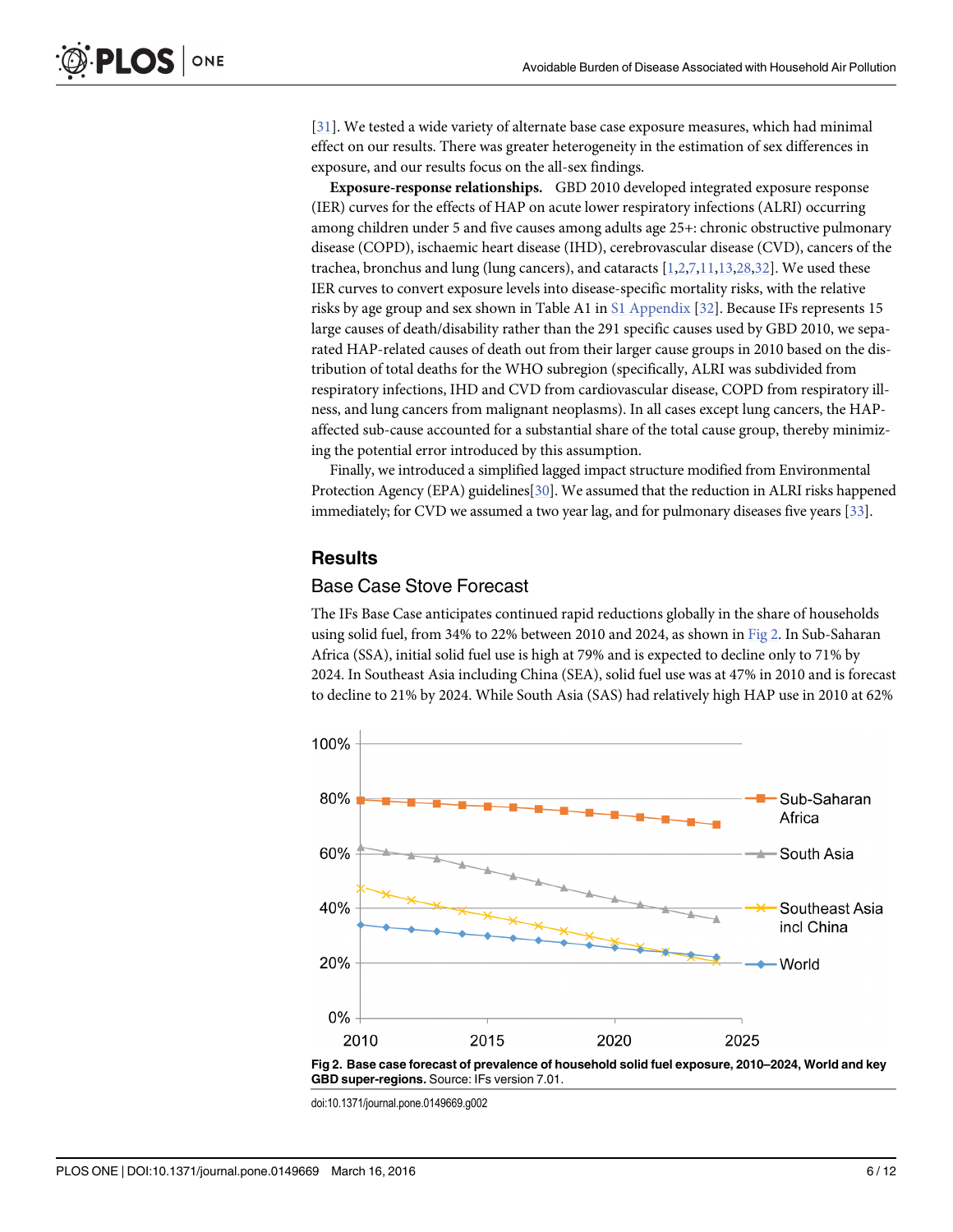[31]. We tested a wide variety of alternate base case exposure measures, which had minimal effect on our results. There was greater heterogeneity in the estimation of sex differences in exposure, and our results focus on the all-sex findings.

**Exposure-response relationships.** GBD 2010 developed integrated exposure response (IER) curves for the effects of HAP on acute lower respiratory infections (ALRI) occurring among children under 5 and five causes among adults age 25+: chronic obstructive pulmonary disease (COPD), ischaemic heart disease (IHD), cerebrovascular disease (CVD), cancers of the trachea, bronchus and lung (lung cancers), and cataracts [1,2,7,11,13,28,32]. We used these IER curves to convert exposure levels into disease-specific mortality risks, with the relative risks by age group and sex shown in Table A1 in S1 Appendix [32]. Because IFs represents 15 large causes of death/disability rather than the 291 specific causes used by GBD 2010, we separated HAP-related causes of death out from their larger cause groups in 2010 based on the distribution of total deaths for the WHO subregion (specifically, ALRI was subdivided from respiratory infections, IHD and CVD from cardiovascular disease, COPD from respiratory illness, and lung cancers from malignant neoplasms). In all cases except lung cancers, the HAP-affected sub-cause accounted for a substantial share of the total cause group, thereby minimizing the potential error introduced by this assumption.

Finally, we introduced a simplified lagged impact structure modified from Environmental Protection Agency (EPA) guidelines[30]. We assumed that the reduction in ALRI risks happened immediately; for CVD we assumed a two year lag, and for pulmonary diseases five years [33].

## Results

### Base Case Stove Forecast

The IFs Base Case anticipates continued rapid reductions globally in the share of households using solid fuel, from 34% to 22% between 2010 and 2024, as shown in Fig 2. In Sub-Saharan Africa (SSA), initial solid fuel use is high at 79% and is expected to decline only to 71% by 2024. In Southeast Asia including China (SEA), solid fuel use was at 47% in 2010 and is forecast to decline to 21% by 2024. While South Asia (SAS) had relatively high HAP use in 2010 at 62%

**Fig 2. Base case forecast of prevalence of household solid fuel exposure, 2010–2024, World and key GBD super-regions.** Source: IFs version 7.01.

doi:10.1371/journal.pone.0149669.g002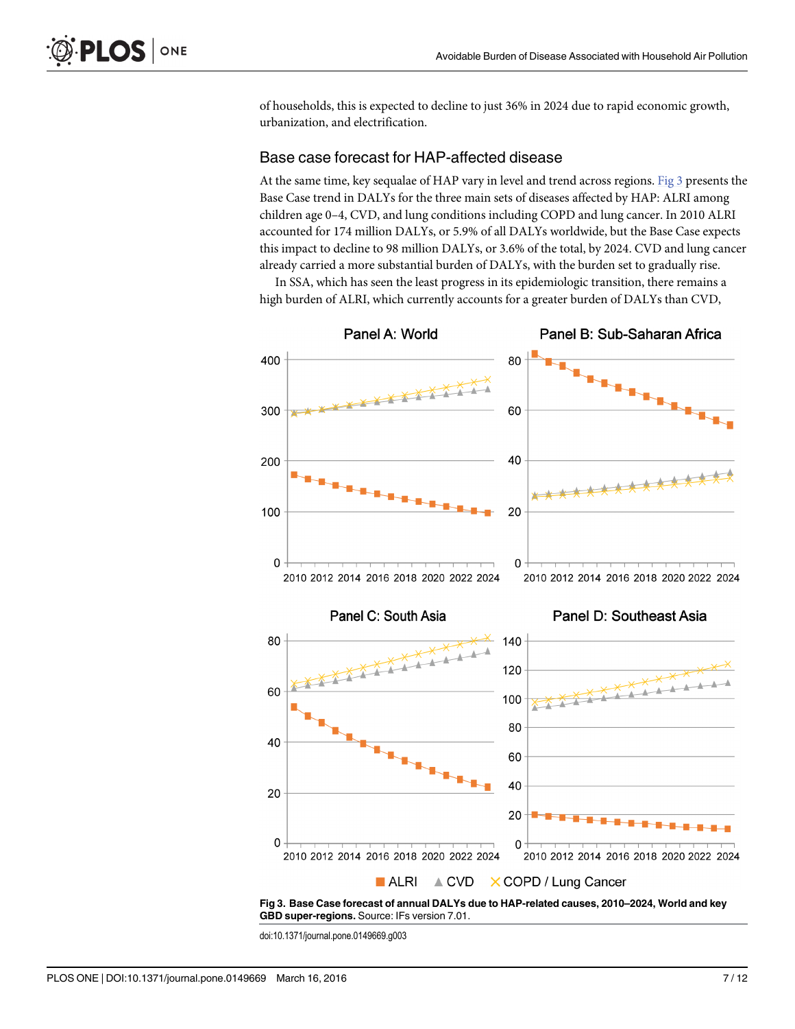of households, this is expected to decline to just 36% in 2024 due to rapid economic growth, urbanization, and electrification.

## Base case forecast for HAP-affected disease

At the same time, key sequalae of HAP vary in level and trend across regions. Fig 3 presents the Base Case trend in DALYs for the three main sets of diseases affected by HAP: ALRI among children age 0–4, CVD, and lung conditions including COPD and lung cancer. In 2010 ALRI accounted for 174 million DALYs, or 5.9% of all DALYs worldwide, but the Base Case expects this impact to decline to 98 million DALYs, or 3.6% of the total, by 2024. CVD and lung cancer already carried a more substantial burden of DALYs, with the burden set to gradually rise.

In SSA, which has seen the least progress in its epidemiologic transition, there remains a high burden of ALRI, which currently accounts for a greater burden of DALYs than CVD,

**Fig 3. Base Case forecast of annual DALYs due to HAP-related causes, 2010–2024, World and key GBD super-regions.** Source: IFs version 7.01.

doi:10.1371/journal.pone.0149669.g003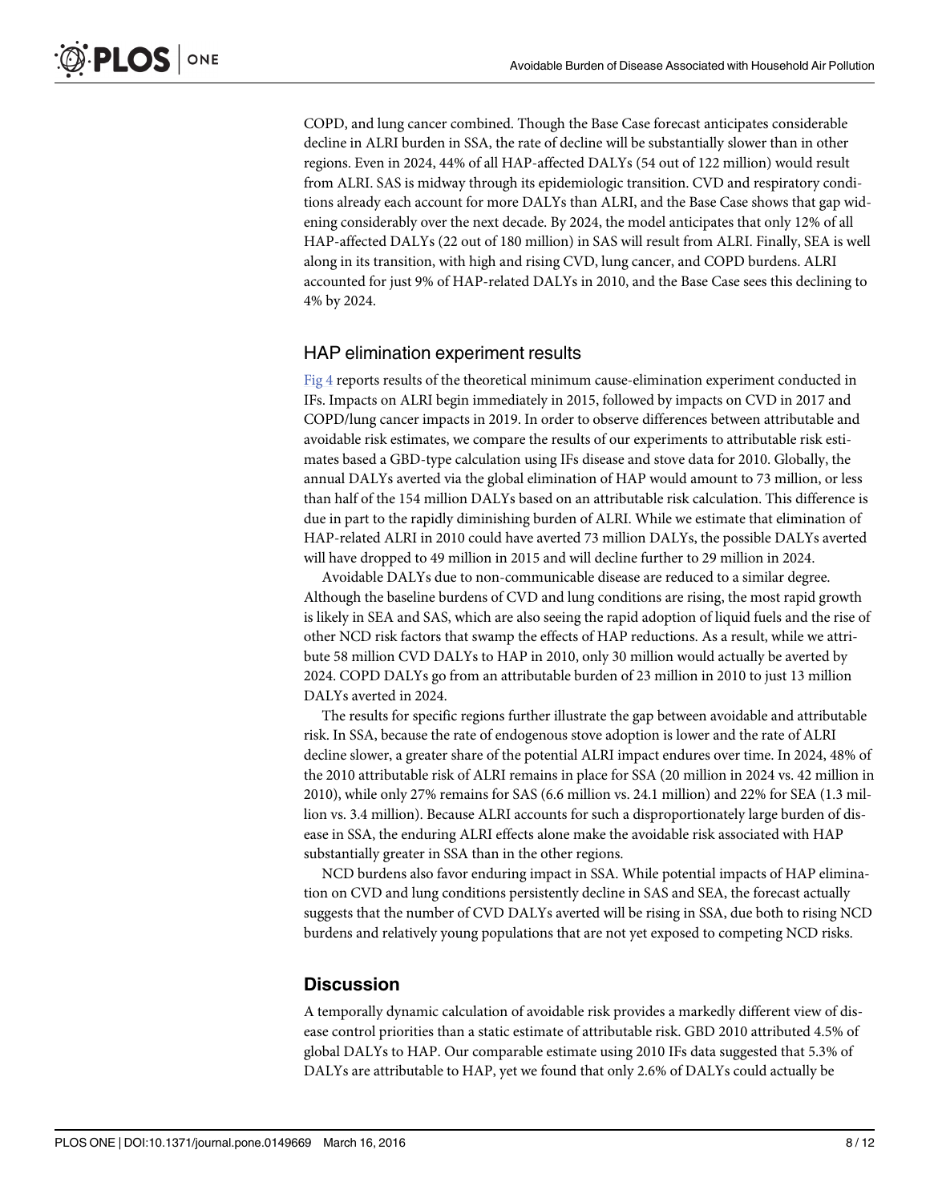COPD, and lung cancer combined. Though the Base Case forecast anticipates considerable decline in ALRI burden in SSA, the rate of decline will be substantially slower than in other regions. Even in 2024, 44% of all HAP-affected DALYs (54 out of 122 million) would result from ALRI. SAS is midway through its epidemiologic transition. CVD and respiratory conditions already each account for more DALYs than ALRI, and the Base Case shows that gap widening considerably over the next decade. By 2024, the model anticipates that only 12% of all HAP-affected DALYs (22 out of 180 million) in SAS will result from ALRI. Finally, SEA is well along in its transition, with high and rising CVD, lung cancer, and COPD burdens. ALRI accounted for just 9% of HAP-related DALYs in 2010, and the Base Case sees this declining to 4% by 2024.

## HAP elimination experiment results

Fig 4 reports results of the theoretical minimum cause-elimination experiment conducted in IFs. Impacts on ALRI begin immediately in 2015, followed by impacts on CVD in 2017 and COPD/lung cancer impacts in 2019. In order to observe differences between attributable and avoidable risk estimates, we compare the results of our experiments to attributable risk estimates based a GBD-type calculation using IFs disease and stove data for 2010. Globally, the annual DALYs averted via the global elimination of HAP would amount to 73 million, or less than half of the 154 million DALYs based on an attributable risk calculation. This difference is due in part to the rapidly diminishing burden of ALRI. While we estimate that elimination of HAP-related ALRI in 2010 could have averted 73 million DALYs, the possible DALYs averted will have dropped to 49 million in 2015 and will decline further to 29 million in 2024.

Avoidable DALYs due to non-communicable disease are reduced to a similar degree. Although the baseline burdens of CVD and lung conditions are rising, the most rapid growth is likely in SEA and SAS, which are also seeing the rapid adoption of liquid fuels and the rise of other NCD risk factors that swamp the effects of HAP reductions. As a result, while we attribute 58 million CVD DALYs to HAP in 2010, only 30 million would actually be averted by 2024. COPD DALYs go from an attributable burden of 23 million in 2010 to just 13 million DALYs averted in 2024.

The results for specific regions further illustrate the gap between avoidable and attributable risk. In SSA, because the rate of endogenous stove adoption is lower and the rate of ALRI decline slower, a greater share of the potential ALRI impact endures over time. In 2024, 48% of the 2010 attributable risk of ALRI remains in place for SSA (20 million in 2024 vs. 42 million in 2010), while only 27% remains for SAS (6.6 million vs. 24.1 million) and 22% for SEA (1.3 million vs. 3.4 million). Because ALRI accounts for such a disproportionately large burden of disease in SSA, the enduring ALRI effects alone make the avoidable risk associated with HAP substantially greater in SSA than in the other regions.

NCD burdens also favor enduring impact in SSA. While potential impacts of HAP elimination on CVD and lung conditions persistently decline in SAS and SEA, the forecast actually suggests that the number of CVD DALYs averted will be rising in SSA, due both to rising NCD burdens and relatively young populations that are not yet exposed to competing NCD risks.

# Discussion

A temporally dynamic calculation of avoidable risk provides a markedly different view of disease control priorities than a static estimate of attributable risk. GBD 2010 attributed 4.5% of global DALYs to HAP. Our comparable estimate using 2010 IFs data suggested that 5.3% of DALYs are attributable to HAP, yet we found that only 2.6% of DALYs could actually be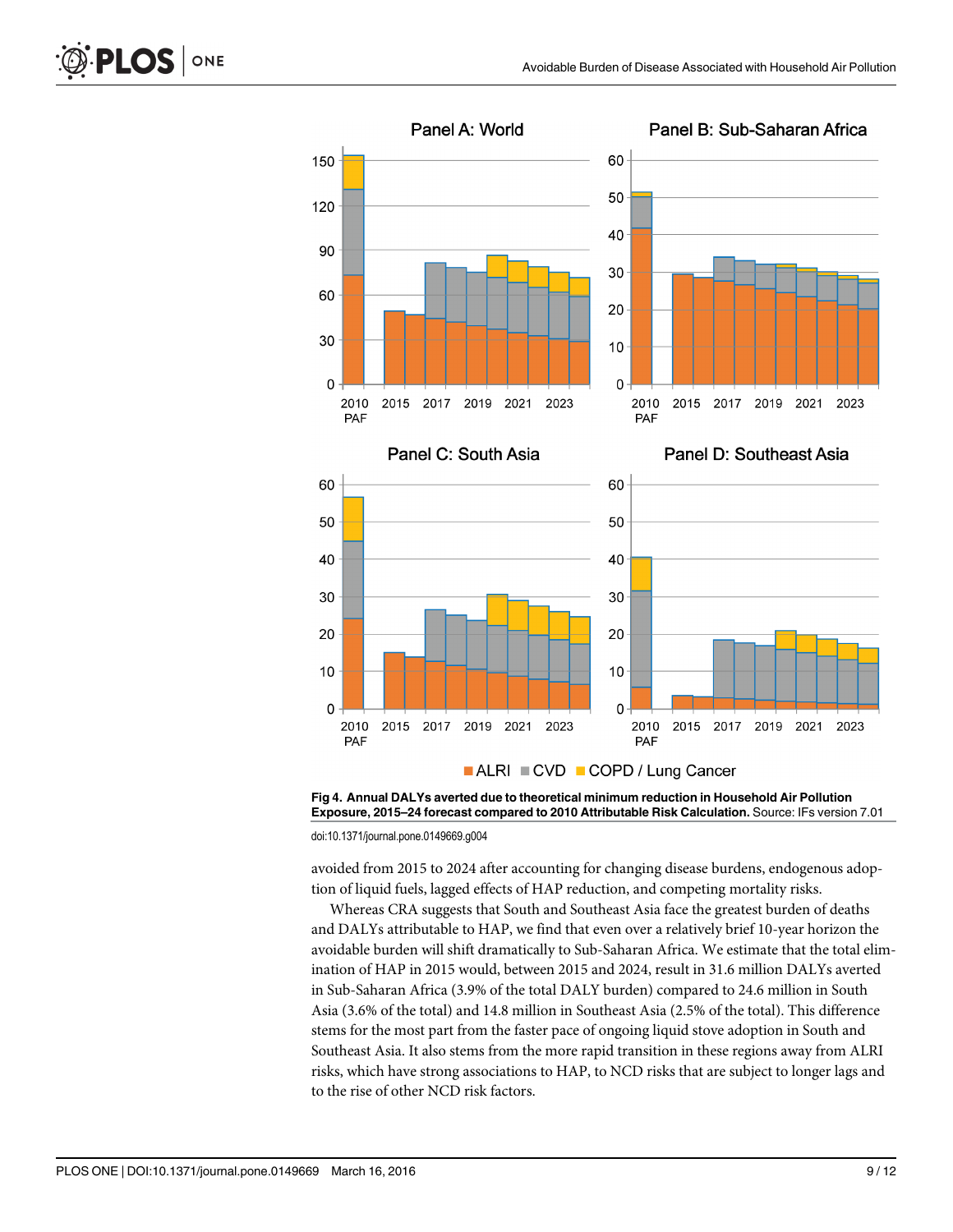Fig 4. **Annual DALYs averted due to theoretical minimum reduction in Household Air Pollution Exposure, 2015–24 forecast compared to 2010 Attributable Risk Calculation.** Source: IFs version 7.01

doi:10.1371/journal.pone.0149669.g004

avoided from 2015 to 2024 after accounting for changing disease burdens, endogenous adoption of liquid fuels, lagged effects of HAP reduction, and competing mortality risks.

Whereas CRA suggests that South and Southeast Asia face the greatest burden of deaths and DALYs attributable to HAP, we find that even over a relatively brief 10-year horizon the avoidable burden will shift dramatically to Sub-Saharan Africa. We estimate that the total elimination of HAP in 2015 would, between 2015 and 2024, result in 31.6 million DALYs averted in Sub-Saharan Africa (3.9% of the total DALY burden) compared to 24.6 million in South Asia (3.6% of the total) and 14.8 million in Southeast Asia (2.5% of the total). This difference stems for the most part from the faster pace of ongoing liquid stove adoption in South and Southeast Asia. It also stems from the more rapid transition in these regions away from ALRI risks, which have strong associations to HAP, to NCD risks that are subject to longer lags and to the rise of other NCD risk factors.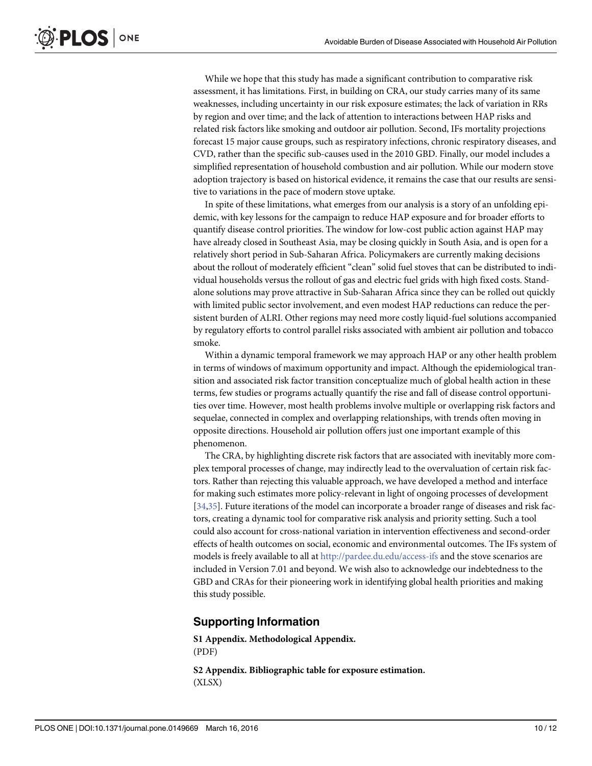While we hope that this study has made a significant contribution to comparative risk assessment, it has limitations. First, in building on CRA, our study carries many of its same weaknesses, including uncertainty in our risk exposure estimates; the lack of variation in RRs by region and over time; and the lack of attention to interactions between HAP risks and related risk factors like smoking and outdoor air pollution. Second, IFs mortality projections forecast 15 major cause groups, such as respiratory infections, chronic respiratory diseases, and CVD, rather than the specific sub-causes used in the 2010 GBD. Finally, our model includes a simplified representation of household combustion and air pollution. While our modern stove adoption trajectory is based on historical evidence, it remains the case that our results are sensitive to variations in the pace of modern stove uptake.

In spite of these limitations, what emerges from our analysis is a story of an unfolding epidemic, with key lessons for the campaign to reduce HAP exposure and for broader efforts to quantify disease control priorities. The window for low-cost public action against HAP may have already closed in Southeast Asia, may be closing quickly in South Asia, and is open for a relatively short period in Sub-Saharan Africa. Policymakers are currently making decisions about the rollout of moderately efficient "clean" solid fuel stoves that can be distributed to individual households versus the rollout of gas and electric fuel grids with high fixed costs. Standalone solutions may prove attractive in Sub-Saharan Africa since they can be rolled out quickly with limited public sector involvement, and even modest HAP reductions can reduce the persistent burden of ALRI. Other regions may need more costly liquid-fuel solutions accompanied by regulatory efforts to control parallel risks associated with ambient air pollution and tobacco smoke.

Within a dynamic temporal framework we may approach HAP or any other health problem in terms of windows of maximum opportunity and impact. Although the epidemiological transition and associated risk factor transition conceptualize much of global health action in these terms, few studies or programs actually quantify the rise and fall of disease control opportunities over time. However, most health problems involve multiple or overlapping risk factors and sequelae, connected in complex and overlapping relationships, with trends often moving in opposite directions. Household air pollution offers just one important example of this phenomenon.

The CRA, by highlighting discrete risk factors that are associated with inevitably more complex temporal processes of change, may indirectly lead to the overvaluation of certain risk factors. Rather than rejecting this valuable approach, we have developed a method and interface for making such estimates more policy-relevant in light of ongoing processes of development [34,35]. Future iterations of the model can incorporate a broader range of diseases and risk factors, creating a dynamic tool for comparative risk analysis and priority setting. Such a tool could also account for cross-national variation in intervention effectiveness and second-order effects of health outcomes on social, economic and environmental outcomes. The IFs system of models is freely available to all at http://pardee.du.edu/access-ifs and the stove scenarios are included in Version 7.01 and beyond. We wish also to acknowledge our indebtedness to the GBD and CRAs for their pioneering work in identifying global health priorities and making this study possible.

## Supporting Information

**S1 Appendix. Methodological Appendix.**
(PDF)

**S2 Appendix. Bibliographic table for exposure estimation.**
(XLSX)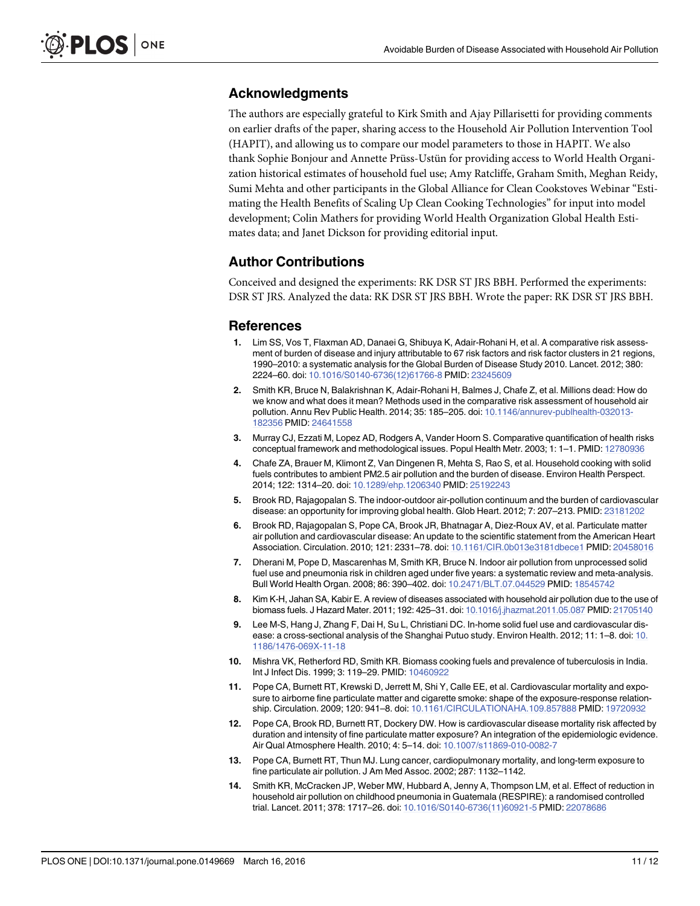## Acknowledgments

The authors are especially grateful to Kirk Smith and Ajay Pillarisetti for providing comments on earlier drafts of the paper, sharing access to the Household Air Pollution Intervention Tool (HAPIT), and allowing us to compare our model parameters to those in HAPIT. We also thank Sophie Bonjour and Annette Prüss-Ustün for providing access to World Health Organization historical estimates of household fuel use; Amy Ratcliffe, Graham Smith, Meghan Reidy, Sumi Mehta and other participants in the Global Alliance for Clean Cookstoves Webinar "Estimating the Health Benefits of Scaling Up Clean Cooking Technologies" for input into model development; Colin Mathers for providing World Health Organization Global Health Estimates data; and Janet Dickson for providing editorial input.

## Author Contributions

Conceived and designed the experiments: RK DSR ST JRS BBH. Performed the experiments: DSR ST JRS. Analyzed the data: RK DSR ST JRS BBH. Wrote the paper: RK DSR ST JRS BBH.

## References

1. Lim SS, Vos T, Flaxman AD, Danaei G, Shibuya K, Adair-Rohani H, et al. A comparative risk assessment of burden of disease and injury attributable to 67 risk factors and risk factor clusters in 21 regions, 1990–2010: a systematic analysis for the Global Burden of Disease Study 2010. Lancet. 2012; 380: 2224–60. doi: 10.1016/S0140-6736(12)61766-8 PMID: 23245609
2. Smith KR, Bruce N, Balakrishnan K, Adair-Rohani H, Balmes J, Chafe Z, et al. Millions dead: How do we know and what does it mean? Methods used in the comparative risk assessment of household air pollution. Annu Rev Public Health. 2014; 35: 185–205. doi: 10.1146/annurev-publhealth-032013-182356 PMID: 24641558
3. Murray CJ, Ezzati M, Lopez AD, Rodgers A, Vander Hoorn S. Comparative quantification of health risks conceptual framework and methodological issues. Popul Health Metr. 2003; 1: 1–1. PMID: 12780936
4. Chafe ZA, Brauer M, Klimont Z, Van Dingenen R, Mehta S, Rao S, et al. Household cooking with solid fuels contributes to ambient PM2.5 air pollution and the burden of disease. Environ Health Perspect. 2014; 122: 1314–20. doi: 10.1289/ehp.1206340 PMID: 25192243
5. Brook RD, Rajagopalan S. The indoor-outdoor air-pollution continuum and the burden of cardiovascular disease: an opportunity for improving global health. Glob Heart. 2012; 7: 207–213. PMID: 23181202
6. Brook RD, Rajagopalan S, Pope CA, Brook JR, Bhatnagar A, Diez-Roux AV, et al. Particulate matter air pollution and cardiovascular disease: An update to the scientific statement from the American Heart Association. Circulation. 2010; 121: 2331–78. doi: 10.1161/CIR.0b013e3181dbece1 PMID: 20458016
7. Dherani M, Pope D, Mascarenhas M, Smith KR, Weber M, Bruce N. Indoor air pollution from unprocessed solid fuel use and pneumonia risk in children aged under five years: a systematic review and meta-analysis. Bull World Health Organ. 2008; 86: 390–402. doi: 10.2471/BLT.07.044529 PMID: 18545742
8. Kim K-H, Jahan SA, Kabir E. A review of diseases associated with household air pollution due to the use of biomass fuels. J Hazard Mater. 2011; 192: 425–31. doi: 10.1016/j.jhazmat.2011.05.087 PMID: 21705140
9. Lee M-S, Hang J, Zhang F, Dai H, Su L, Christiani DC. In-home solid fuel use and cardiovascular disease: a cross-sectional analysis of the Shanghai Putuo study. Environ Health. 2012; 11: 1–8. doi: 10.1186/1476-069X-11-18
10. Mishra VK, Retherford RD, Smith KR. Biomass cooking fuels and prevalence of tuberculosis in India. Int J Infect Dis. 1999; 3: 119–29. PMID: 10460922
11. Pope CA, Burnett RT, Krewski D, Jerrett M, Shi Y, Calle EE, et al. Cardiovascular mortality and exposure to airborne fine particulate matter and cigarette smoke: shape of the exposure-response relationship. Circulation. 2009; 120: 941–8. doi: 10.1161/CIRCULATIONAHA.109.857888 PMID: 19720932
12. Pope CA, Brook RD, Burnett RT, Dockery DW. How is cardiovascular disease mortality risk affected by duration and intensity of fine particulate matter exposure? An integration of the epidemiologic evidence. Air Qual Atmosphere Health. 2010; 4: 5–14. doi: 10.1007/s11869-010-0082-7
13. Pope CA, Burnett RT, Thun MJ. Lung cancer, cardiopulmonary mortality, and long-term exposure to fine particulate air pollution. J Am Med Assoc. 2002; 287: 1132–1142.
14. Smith KR, McCracken JP, Weber MW, Hubbard A, Jenny A, Thompson LM, et al. Effect of reduction in household air pollution on childhood pneumonia in Guatemala (RESPIRE): a randomised controlled trial. Lancet. 2011; 378: 1717–26. doi: 10.1016/S0140-6736(11)60921-5 PMID: 22078686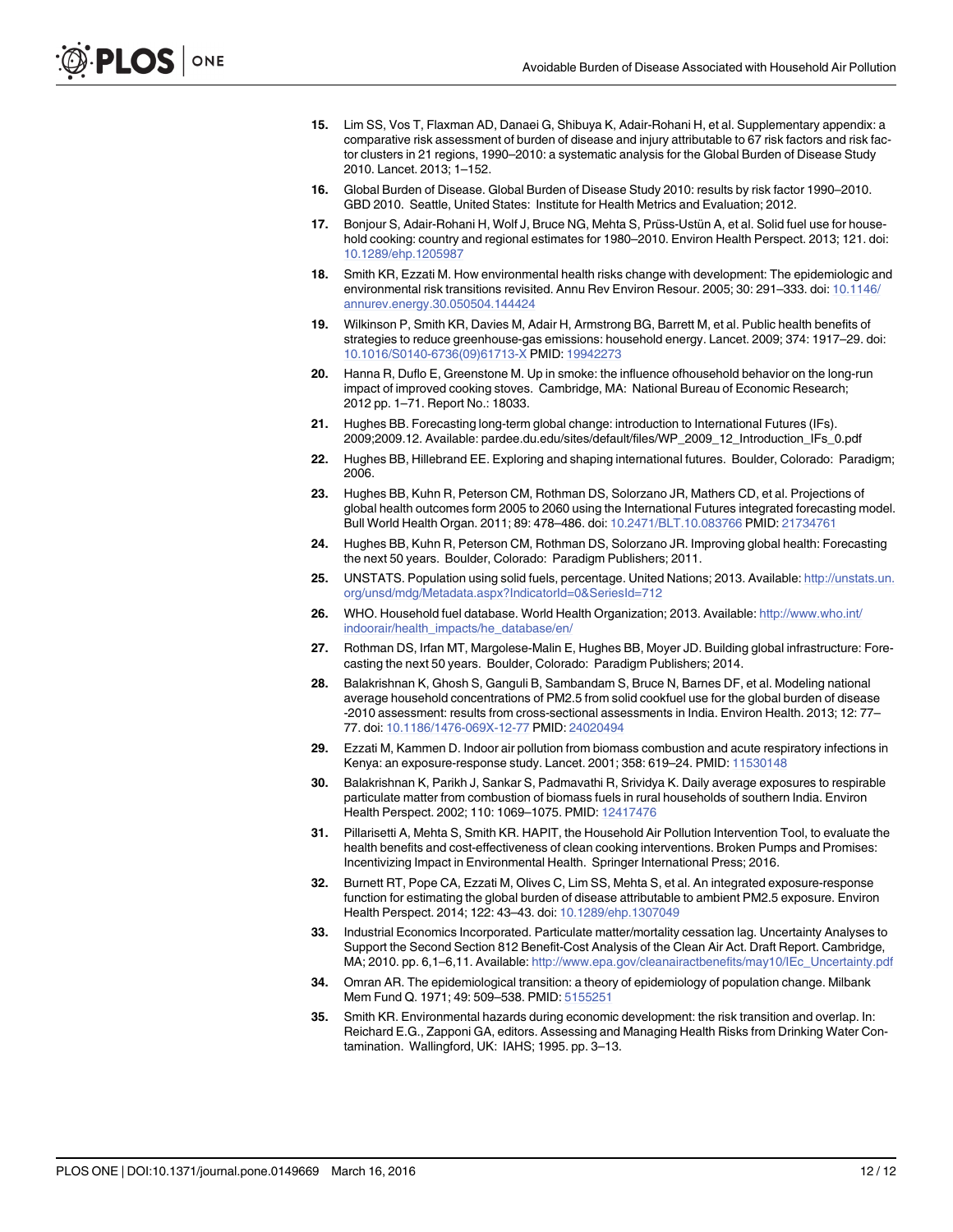15. Lim SS, Vos T, Flaxman AD, Danaei G, Shibuya K, Adair-Rohani H, et al. Supplementary appendix: a comparative risk assessment of burden of disease and injury attributable to 67 risk factors and risk factor clusters in 21 regions, 1990–2010: a systematic analysis for the Global Burden of Disease Study 2010. Lancet. 2013; 1–152.

16. Global Burden of Disease. Global Burden of Disease Study 2010: results by risk factor 1990–2010. GBD 2010. Seattle, United States: Institute for Health Metrics and Evaluation; 2012.

17. Bonjour S, Adair-Rohani H, Wolf J, Bruce NG, Mehta S, Prüss-Ustün A, et al. Solid fuel use for household cooking: country and regional estimates for 1980–2010. Environ Health Perspect. 2013; 121. doi: 10.1289/ehp.1205987

18. Smith KR, Ezzati M. How environmental health risks change with development: The epidemiologic and environmental risk transitions revisited. Annu Rev Environ Resour. 2005; 30: 291–333. doi: 10.1146/annurev.energy.30.050504.144424

19. Wilkinson P, Smith KR, Davies M, Adair H, Armstrong BG, Barrett M, et al. Public health benefits of strategies to reduce greenhouse-gas emissions: household energy. Lancet. 2009; 374: 1917–29. doi: 10.1016/S0140-6736(09)61713-X PMID: 19942273

20. Hanna R, Duflo E, Greenstone M. Up in smoke: the influence ofhousehold behavior on the long-run impact of improved cooking stoves. Cambridge, MA: National Bureau of Economic Research; 2012 pp. 1–71. Report No.: 18033.

21. Hughes BB. Forecasting long-term global change: introduction to International Futures (IFs). 2009;2009.12. Available: pardee.du.edu/sites/default/files/WP_2009_12_Introduction_IFs_0.pdf

22. Hughes BB, Hillebrand EE. Exploring and shaping international futures. Boulder, Colorado: Paradigm; 2006.

23. Hughes BB, Kuhn R, Peterson CM, Rothman DS, Solorzano JR, Mathers CD, et al. Projections of global health outcomes form 2005 to 2060 using the International Futures integrated forecasting model. Bull World Health Organ. 2011; 89: 478–486. doi: 10.2471/BLT.10.083766 PMID: 21734761

24. Hughes BB, Kuhn R, Peterson CM, Rothman DS, Solorzano JR. Improving global health: Forecasting the next 50 years. Boulder, Colorado: Paradigm Publishers; 2011.

25. UNSTATS. Population using solid fuels, percentage. United Nations; 2013. Available: http://unstats.un.org/unsd/mdg/Metadata.aspx?IndicatorId=0&SeriesId=712

26. WHO. Household fuel database. World Health Organization; 2013. Available: http://www.who.int/indoorair/health_impacts/he_database/en/

27. Rothman DS, Irfan MT, Margolese-Malin E, Hughes BB, Moyer JD. Building global infrastructure: Forecasting the next 50 years. Boulder, Colorado: Paradigm Publishers; 2014.

28. Balakrishnan K, Ghosh S, Ganguli B, Sambandam S, Bruce N, Barnes DF, et al. Modeling national average household concentrations of PM2.5 from solid cookfuel use for the global burden of disease -2010 assessment: results from cross-sectional assessments in India. Environ Health. 2013; 12: 77–77. doi: 10.1186/1476-069X-12-77 PMID: 24020494

29. Ezzati M, Kammen D. Indoor air pollution from biomass combustion and acute respiratory infections in Kenya: an exposure-response study. Lancet. 2001; 358: 619–24. PMID: 11530148

30. Balakrishnan K, Parikh J, Sankar S, Padmavathi R, Srividya K. Daily average exposures to respirable particulate matter from combustion of biomass fuels in rural households of southern India. Environ Health Perspect. 2002; 110: 1069–1075. PMID: 12417476

31. Pillarisetti A, Mehta S, Smith KR. HAPIT, the Household Air Pollution Intervention Tool, to evaluate the health benefits and cost-effectiveness of clean cooking interventions. Broken Pumps and Promises: Incentivizing Impact in Environmental Health. Springer International Press; 2016.

32. Burnett RT, Pope CA, Ezzati M, Olives C, Lim SS, Mehta S, et al. An integrated exposure-response function for estimating the global burden of disease attributable to ambient PM2.5 exposure. Environ Health Perspect. 2014; 122: 43–43. doi: 10.1289/ehp.1307049

33. Industrial Economics Incorporated. Particulate matter/mortality cessation lag. Uncertainty Analyses to Support the Second Section 812 Benefit-Cost Analysis of the Clean Air Act. Draft Report. Cambridge, MA; 2010. pp. 6,1–6,11. Available: http://www.epa.gov/cleanairactbenefits/may10/IEc_Uncertainty.pdf

34. Omran AR. The epidemiological transition: a theory of epidemiology of population change. Milbank Mem Fund Q. 1971; 49: 509–538. PMID: 5155251

35. Smith KR. Environmental hazards during economic development: the risk transition and overlap. In: Reichard E.G., Zapponi GA, editors. Assessing and Managing Health Risks from Drinking Water Contamination. Wallingford, UK: IAHS; 1995. pp. 3–13.